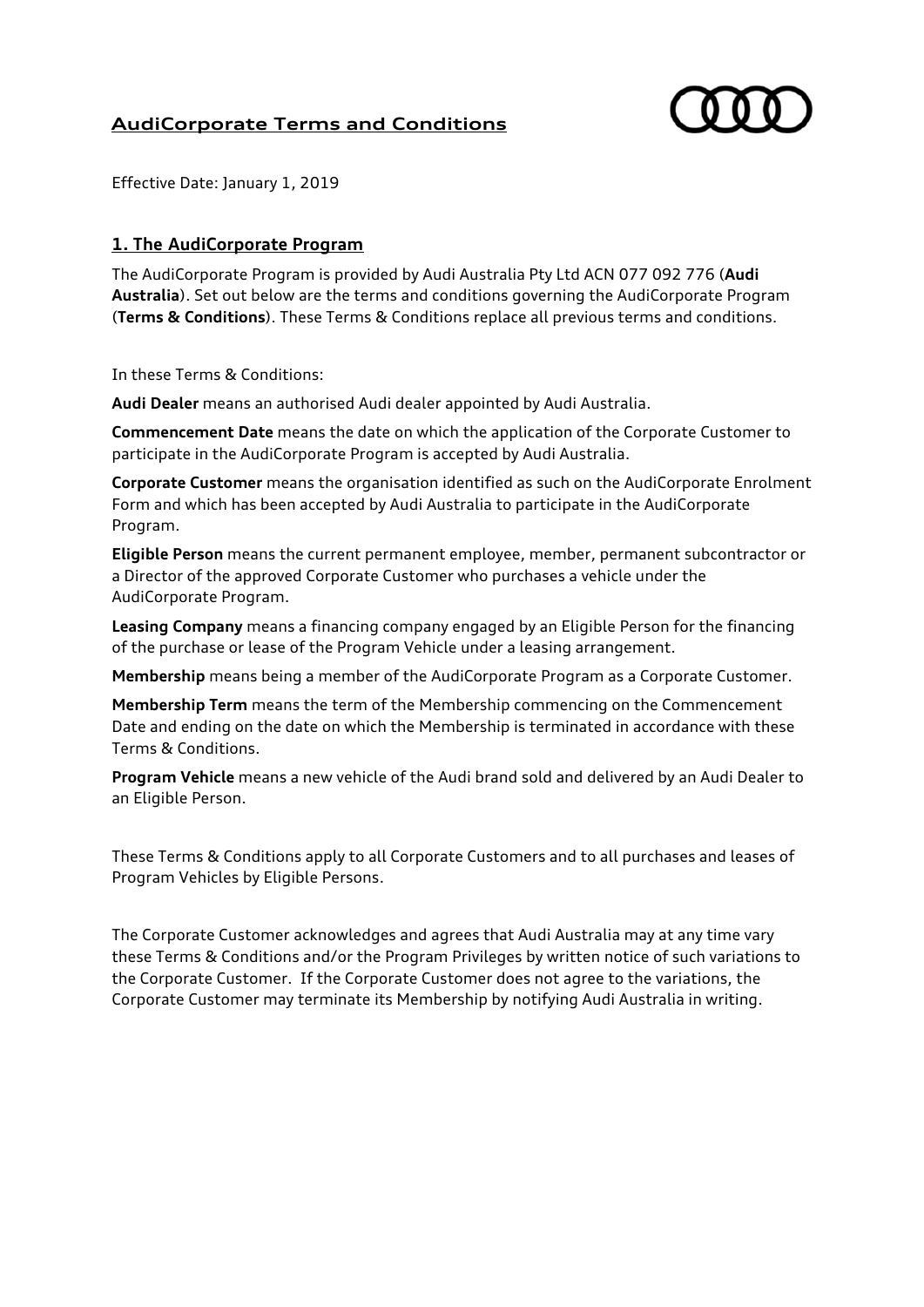# AudiCorporate Terms and Conditions

Effective Date: January 1, 2019

## 1. The AudiCorporate Program

The AudiCorporate Program is provided by Audi Australia Pty Ltd ACN 077 092 776 (**Audi Australia**). Set out below are the terms and conditions governing the AudiCorporate Program (**Terms & Conditions**). These Terms & Conditions replace all previous terms and conditions.

In these Terms & Conditions:

**Audi Dealer** means an authorised Audi dealer appointed by Audi Australia.

**Commencement Date** means the date on which the application of the Corporate Customer to participate in the AudiCorporate Program is accepted by Audi Australia.

**Corporate Customer** means the organisation identified as such on the AudiCorporate Enrolment Form and which has been accepted by Audi Australia to participate in the AudiCorporate Program.

**Eligible Person** means the current permanent employee, member, permanent subcontractor or a Director of the approved Corporate Customer who purchases a vehicle under the AudiCorporate Program.

**Leasing Company** means a financing company engaged by an Eligible Person for the financing of the purchase or lease of the Program Vehicle under a leasing arrangement.

**Membership** means being a member of the AudiCorporate Program as a Corporate Customer.

**Membership Term** means the term of the Membership commencing on the Commencement Date and ending on the date on which the Membership is terminated in accordance with these Terms & Conditions.

**Program Vehicle** means a new vehicle of the Audi brand sold and delivered by an Audi Dealer to an Eligible Person.

These Terms & Conditions apply to all Corporate Customers and to all purchases and leases of Program Vehicles by Eligible Persons.

The Corporate Customer acknowledges and agrees that Audi Australia may at any time vary these Terms & Conditions and/or the Program Privileges by written notice of such variations to the Corporate Customer. If the Corporate Customer does not agree to the variations, the Corporate Customer may terminate its Membership by notifying Audi Australia in writing.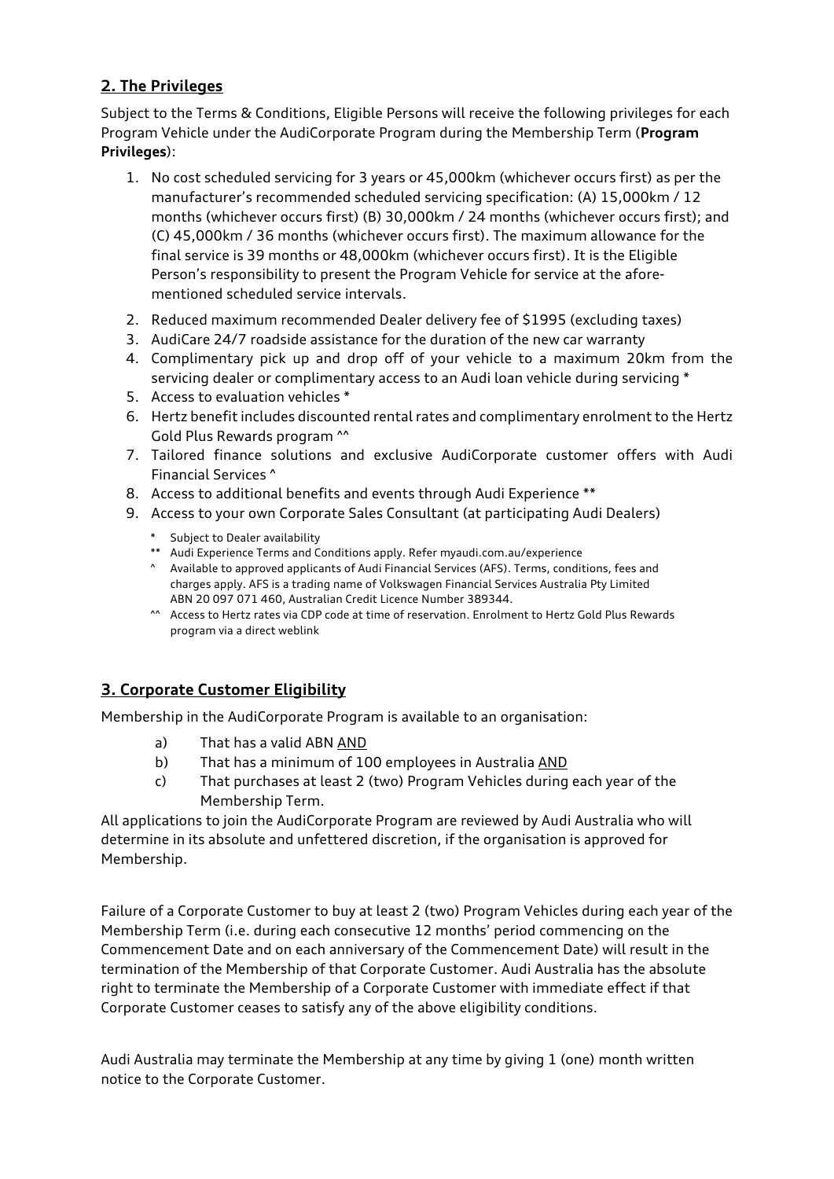## 2. The Privileges

Subject to the Terms & Conditions, Eligible Persons will receive the following privileges for each Program Vehicle under the AudiCorporate Program during the Membership Term (**Program Privileges**):

1. No cost scheduled servicing for 3 years or 45,000km (whichever occurs first) as per the manufacturer's recommended scheduled servicing specification: (A) 15,000km / 12 months (whichever occurs first) (B) 30,000km / 24 months (whichever occurs first); and (C) 45,000km / 36 months (whichever occurs first). The maximum allowance for the final service is 39 months or 48,000km (whichever occurs first). It is the Eligible Person's responsibility to present the Program Vehicle for service at the afore-mentioned scheduled service intervals.
2. Reduced maximum recommended Dealer delivery fee of $1995 (excluding taxes)
3. AudiCare 24/7 roadside assistance for the duration of the new car warranty
4. Complimentary pick up and drop off of your vehicle to a maximum 20km from the servicing dealer or complimentary access to an Audi loan vehicle during servicing *
5. Access to evaluation vehicles *
6. Hertz benefit includes discounted rental rates and complimentary enrolment to the Hertz Gold Plus Rewards program ^^
7. Tailored finance solutions and exclusive AudiCorporate customer offers with Audi Financial Services ^
8. Access to additional benefits and events through Audi Experience **
9. Access to your own Corporate Sales Consultant (at participating Audi Dealers)

\* Subject to Dealer availability
** Audi Experience Terms and Conditions apply. Refer myaudi.com.au/experience
^ Available to approved applicants of Audi Financial Services (AFS). Terms, conditions, fees and charges apply. AFS is a trading name of Volkswagen Financial Services Australia Pty Limited ABN 20 097 071 460, Australian Credit Licence Number 389344.
^^ Access to Hertz rates via CDP code at time of reservation. Enrolment to Hertz Gold Plus Rewards program via a direct weblink

## 3. Corporate Customer Eligibility

Membership in the AudiCorporate Program is available to an organisation:

a) That has a valid ABN AND
b) That has a minimum of 100 employees in Australia AND
c) That purchases at least 2 (two) Program Vehicles during each year of the Membership Term.

All applications to join the AudiCorporate Program are reviewed by Audi Australia who will determine in its absolute and unfettered discretion, if the organisation is approved for Membership.

Failure of a Corporate Customer to buy at least 2 (two) Program Vehicles during each year of the Membership Term (i.e. during each consecutive 12 months' period commencing on the Commencement Date and on each anniversary of the Commencement Date) will result in the termination of the Membership of that Corporate Customer. Audi Australia has the absolute right to terminate the Membership of a Corporate Customer with immediate effect if that Corporate Customer ceases to satisfy any of the above eligibility conditions.

Audi Australia may terminate the Membership at any time by giving 1 (one) month written notice to the Corporate Customer.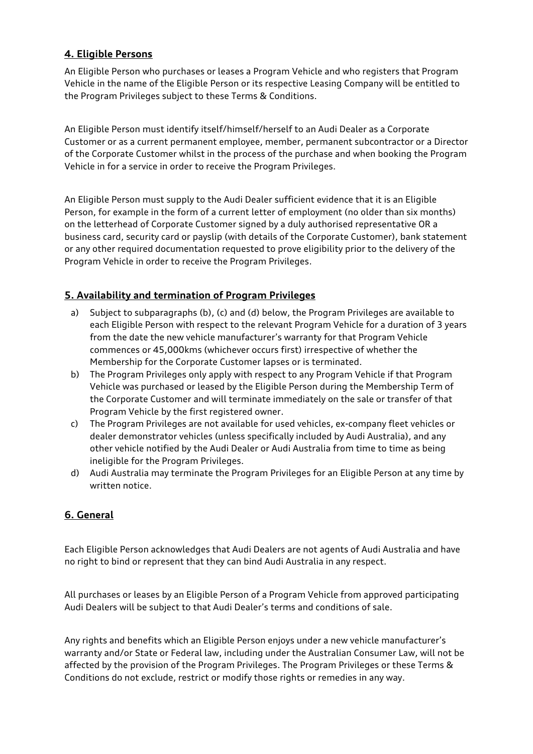## 4. Eligible Persons

An Eligible Person who purchases or leases a Program Vehicle and who registers that Program Vehicle in the name of the Eligible Person or its respective Leasing Company will be entitled to the Program Privileges subject to these Terms & Conditions.

An Eligible Person must identify itself/himself/herself to an Audi Dealer as a Corporate Customer or as a current permanent employee, member, permanent subcontractor or a Director of the Corporate Customer whilst in the process of the purchase and when booking the Program Vehicle in for a service in order to receive the Program Privileges.

An Eligible Person must supply to the Audi Dealer sufficient evidence that it is an Eligible Person, for example in the form of a current letter of employment (no older than six months) on the letterhead of Corporate Customer signed by a duly authorised representative OR a business card, security card or payslip (with details of the Corporate Customer), bank statement or any other required documentation requested to prove eligibility prior to the delivery of the Program Vehicle in order to receive the Program Privileges.

## 5. Availability and termination of Program Privileges

a) Subject to subparagraphs (b), (c) and (d) below, the Program Privileges are available to each Eligible Person with respect to the relevant Program Vehicle for a duration of 3 years from the date the new vehicle manufacturer's warranty for that Program Vehicle commences or 45,000kms (whichever occurs first) irrespective of whether the Membership for the Corporate Customer lapses or is terminated.

b) The Program Privileges only apply with respect to any Program Vehicle if that Program Vehicle was purchased or leased by the Eligible Person during the Membership Term of the Corporate Customer and will terminate immediately on the sale or transfer of that Program Vehicle by the first registered owner.

c) The Program Privileges are not available for used vehicles, ex-company fleet vehicles or dealer demonstrator vehicles (unless specifically included by Audi Australia), and any other vehicle notified by the Audi Dealer or Audi Australia from time to time as being ineligible for the Program Privileges.

d) Audi Australia may terminate the Program Privileges for an Eligible Person at any time by written notice.

## 6. General

Each Eligible Person acknowledges that Audi Dealers are not agents of Audi Australia and have no right to bind or represent that they can bind Audi Australia in any respect.

All purchases or leases by an Eligible Person of a Program Vehicle from approved participating Audi Dealers will be subject to that Audi Dealer's terms and conditions of sale.

Any rights and benefits which an Eligible Person enjoys under a new vehicle manufacturer's warranty and/or State or Federal law, including under the Australian Consumer Law, will not be affected by the provision of the Program Privileges. The Program Privileges or these Terms & Conditions do not exclude, restrict or modify those rights or remedies in any way.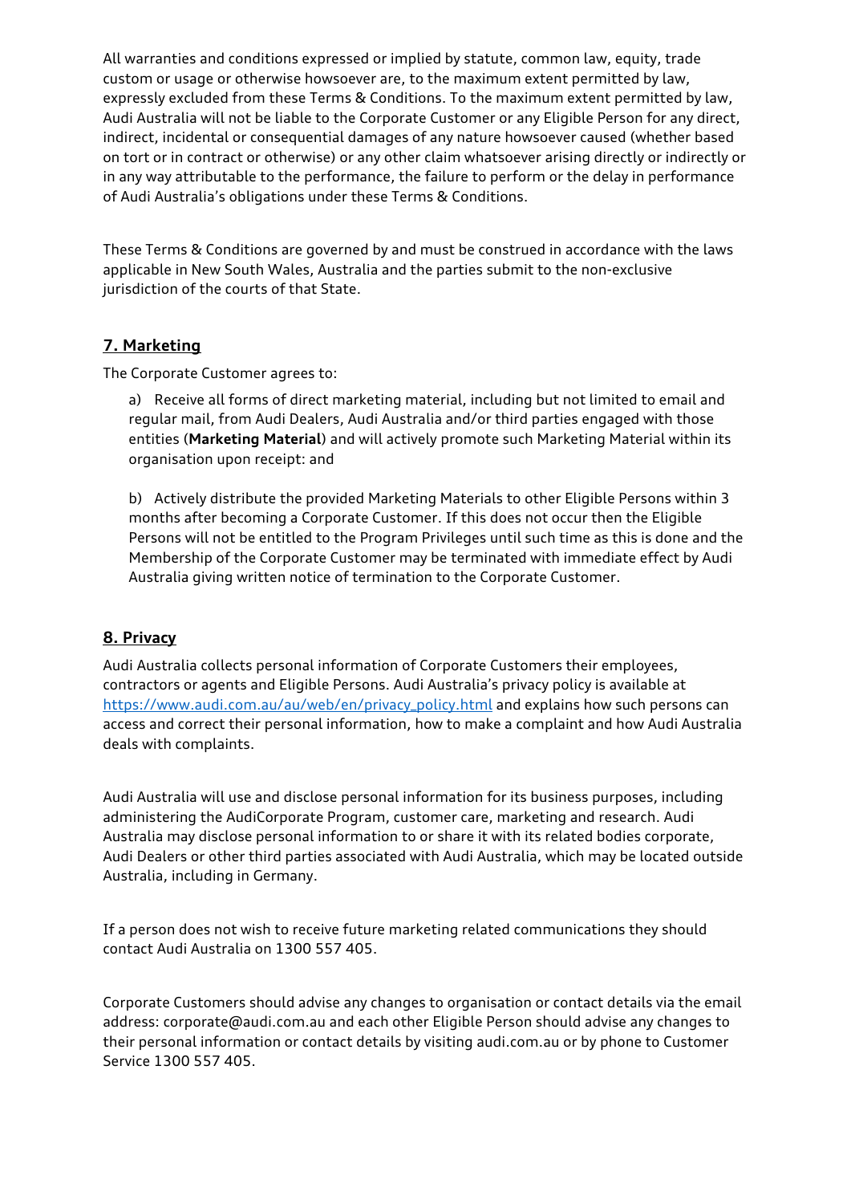All warranties and conditions expressed or implied by statute, common law, equity, trade custom or usage or otherwise howsoever are, to the maximum extent permitted by law, expressly excluded from these Terms & Conditions. To the maximum extent permitted by law, Audi Australia will not be liable to the Corporate Customer or any Eligible Person for any direct, indirect, incidental or consequential damages of any nature howsoever caused (whether based on tort or in contract or otherwise) or any other claim whatsoever arising directly or indirectly or in any way attributable to the performance, the failure to perform or the delay in performance of Audi Australia's obligations under these Terms & Conditions.

These Terms & Conditions are governed by and must be construed in accordance with the laws applicable in New South Wales, Australia and the parties submit to the non-exclusive jurisdiction of the courts of that State.

## 7. Marketing

The Corporate Customer agrees to:

a) Receive all forms of direct marketing material, including but not limited to email and regular mail, from Audi Dealers, Audi Australia and/or third parties engaged with those entities (**Marketing Material**) and will actively promote such Marketing Material within its organisation upon receipt: and

b) Actively distribute the provided Marketing Materials to other Eligible Persons within 3 months after becoming a Corporate Customer. If this does not occur then the Eligible Persons will not be entitled to the Program Privileges until such time as this is done and the Membership of the Corporate Customer may be terminated with immediate effect by Audi Australia giving written notice of termination to the Corporate Customer.

## 8. Privacy

Audi Australia collects personal information of Corporate Customers their employees, contractors or agents and Eligible Persons. Audi Australia's privacy policy is available at [https://www.audi.com.au/au/web/en/privacy_policy.html](https://www.audi.com.au/au/web/en/privacy_policy.html) and explains how such persons can access and correct their personal information, how to make a complaint and how Audi Australia deals with complaints.

Audi Australia will use and disclose personal information for its business purposes, including administering the AudiCorporate Program, customer care, marketing and research. Audi Australia may disclose personal information to or share it with its related bodies corporate, Audi Dealers or other third parties associated with Audi Australia, which may be located outside Australia, including in Germany.

If a person does not wish to receive future marketing related communications they should contact Audi Australia on 1300 557 405.

Corporate Customers should advise any changes to organisation or contact details via the email address: corporate@audi.com.au and each other Eligible Person should advise any changes to their personal information or contact details by visiting audi.com.au or by phone to Customer Service 1300 557 405.